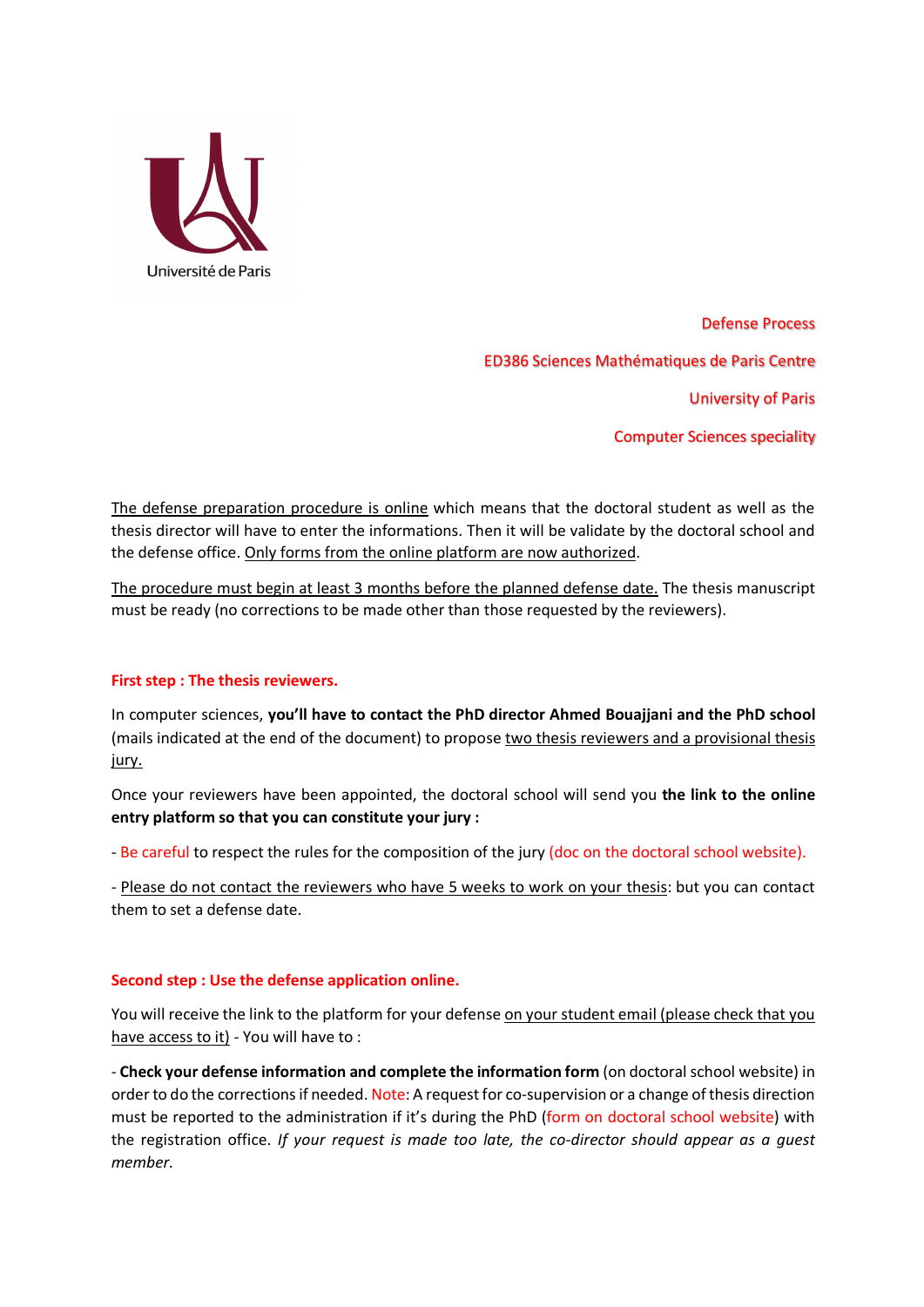Université de Paris

Defense Process

ED386 Sciences Mathématiques de Paris Centre

University of Paris

Computer Sciences speciality

The defense preparation procedure is online which means that the doctoral student as well as the thesis director will have to enter the informations. Then it will be validate by the doctoral school and the defense office. Only forms from the online platform are now authorized.

The procedure must begin at least 3 months before the planned defense date. The thesis manuscript must be ready (no corrections to be made other than those requested by the reviewers).

## First step : The thesis reviewers.

In computer sciences, **you'll have to contact the PhD director Ahmed Bouajjani and the PhD school** (mails indicated at the end of the document) to propose two thesis reviewers and a provisional thesis jury.

Once your reviewers have been appointed, the doctoral school will send you **the link to the online entry platform so that you can constitute your jury :**

- Be careful to respect the rules for the composition of the jury (doc on the doctoral school website).

- Please do not contact the reviewers who have 5 weeks to work on your thesis: but you can contact them to set a defense date.

## Second step : Use the defense application online.

You will receive the link to the platform for your defense on your student email (please check that you have access to it) - You will have to :

- **Check your defense information and complete the information form** (on doctoral school website) in order to do the corrections if needed. Note: A request for co-supervision or a change of thesis direction must be reported to the administration if it's during the PhD (form on doctoral school website) with the registration office. *If your request is made too late, the co-director should appear as a guest member.*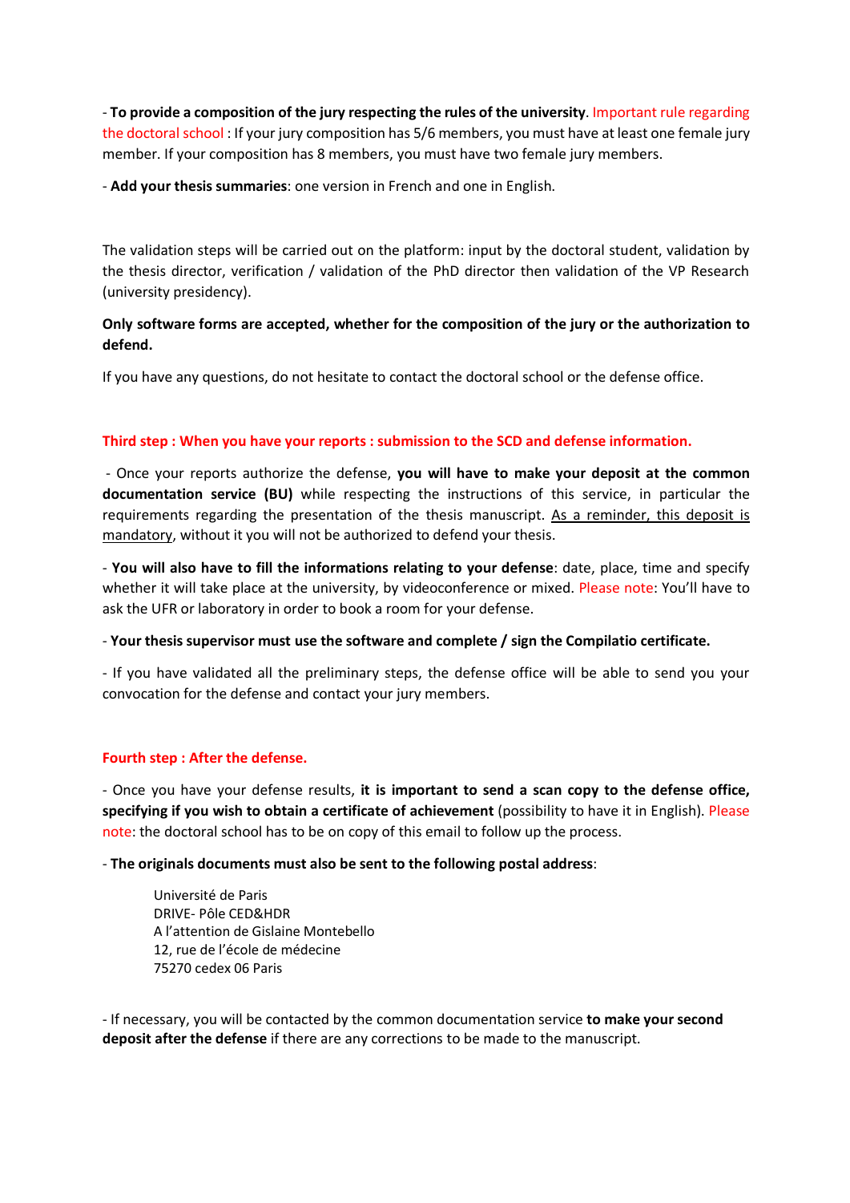- **To provide a composition of the jury respecting the rules of the university**. Important rule regarding the doctoral school : If your jury composition has 5/6 members, you must have at least one female jury member. If your composition has 8 members, you must have two female jury members.

- **Add your thesis summaries**: one version in French and one in English.

The validation steps will be carried out on the platform: input by the doctoral student, validation by the thesis director, verification / validation of the PhD director then validation of the VP Research (university presidency).

**Only software forms are accepted, whether for the composition of the jury or the authorization to defend.**

If you have any questions, do not hesitate to contact the doctoral school or the defense office.

### Third step : When you have your reports : submission to the SCD and defense information.

- Once your reports authorize the defense, **you will have to make your deposit at the common documentation service (BU)** while respecting the instructions of this service, in particular the requirements regarding the presentation of the thesis manuscript. <u>As a reminder, this deposit is mandatory</u>, without it you will not be authorized to defend your thesis.

- **You will also have to fill the informations relating to your defense**: date, place, time and specify whether it will take place at the university, by videoconference or mixed. Please note: You'll have to ask the UFR or laboratory in order to book a room for your defense.

- **Your thesis supervisor must use the software and complete / sign the Compilatio certificate.**

- If you have validated all the preliminary steps, the defense office will be able to send you your convocation for the defense and contact your jury members.

### Fourth step : After the defense.

- Once you have your defense results, **it is important to send a scan copy to the defense office, specifying if you wish to obtain a certificate of achievement** (possibility to have it in English). Please note: the doctoral school has to be on copy of this email to follow up the process.

- **The originals documents must also be sent to the following postal address**:

> Université de Paris
> DRIVE- Pôle CED&HDR
> A l'attention de Gislaine Montebello
> 12, rue de l'école de médecine
> 75270 cedex 06 Paris

- If necessary, you will be contacted by the common documentation service **to make your second deposit after the defense** if there are any corrections to be made to the manuscript.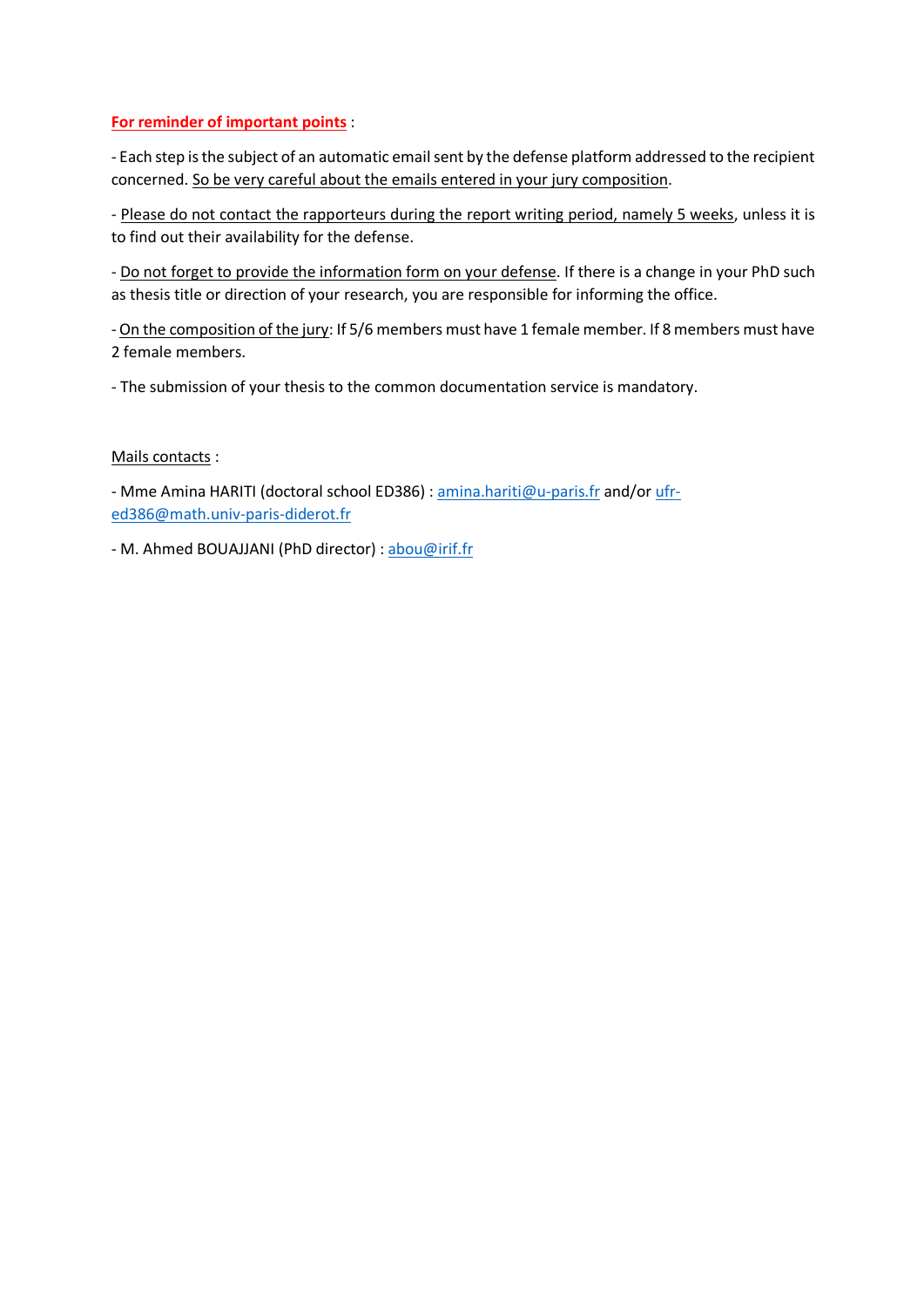**For reminder of important points** :

- Each step is the subject of an automatic email sent by the defense platform addressed to the recipient concerned. So be very careful about the emails entered in your jury composition.

- Please do not contact the rapporteurs during the report writing period, namely 5 weeks, unless it is to find out their availability for the defense.

- Do not forget to provide the information form on your defense. If there is a change in your PhD such as thesis title or direction of your research, you are responsible for informing the office.

- On the composition of the jury: If 5/6 members must have 1 female member. If 8 members must have 2 female members.

- The submission of your thesis to the common documentation service is mandatory.

Mails contacts :

- Mme Amina HARITI (doctoral school ED386) : amina.hariti@u-paris.fr and/or ufr-ed386@math.univ-paris-diderot.fr

- M. Ahmed BOUAJJANI (PhD director) : abou@irif.fr